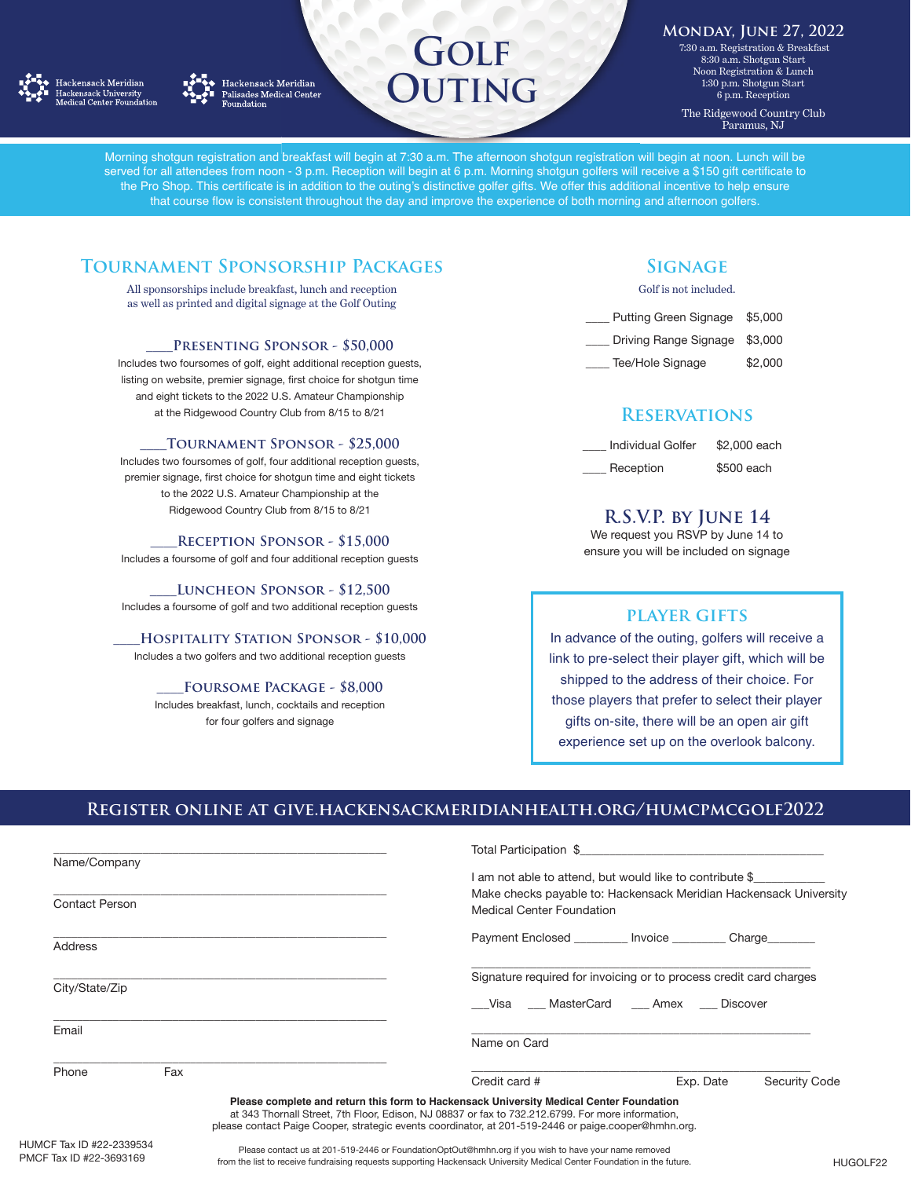Hackensack Meridian Hackensack University Medical Center Foundation

Hackensack Meridian Palisades Medical Center Foundation

# Golf Outing

**Monday, June 27, 2022**

7:30 a.m. Registration & Breakfast
8:30 a.m. Shotgun Start
Noon Registration & Lunch
1:30 p.m. Shotgun Start
6 p.m. Reception

The Ridgewood Country Club
Paramus, NJ

Morning shotgun registration and breakfast will begin at 7:30 a.m. The afternoon shotgun registration will begin at noon. Lunch will be served for all attendees from noon - 3 p.m. Reception will begin at 6 p.m. Morning shotgun golfers will receive a $150 gift certificate to the Pro Shop. This certificate is in addition to the outing's distinctive golfer gifts. We offer this additional incentive to help ensure that course flow is consistent throughout the day and improve the experience of both morning and afternoon golfers.

## Tournament Sponsorship Packages

All sponsorships include breakfast, lunch and reception as well as printed and digital signage at the Golf Outing

### ____Presenting Sponsor - $50,000

Includes two foursomes of golf, eight additional reception guests, listing on website, premier signage, first choice for shotgun time and eight tickets to the 2022 U.S. Amateur Championship at the Ridgewood Country Club from 8/15 to 8/21

### ____Tournament Sponsor - $25,000

Includes two foursomes of golf, four additional reception guests, premier signage, first choice for shotgun time and eight tickets to the 2022 U.S. Amateur Championship at the Ridgewood Country Club from 8/15 to 8/21

### ____Reception Sponsor - $15,000

Includes a foursome of golf and four additional reception guests

### ____Luncheon Sponsor - $12,500

Includes a foursome of golf and two additional reception guests

### ____Hospitality Station Sponsor - $10,000

Includes a two golfers and two additional reception guests

### ____Foursome Package - $8,000

Includes breakfast, lunch, cocktails and reception for four golfers and signage

## Signage

Golf is not included.

____ Putting Green Signage $5,000
____ Driving Range Signage $3,000
____ Tee/Hole Signage $2,000

## Reservations

____ Individual Golfer $2,000 each
____ Reception $500 each

## R.S.V.P. by June 14

We request you RSVP by June 14 to ensure you will be included on signage

## Player Gifts

In advance of the outing, golfers will receive a link to pre-select their player gift, which will be shipped to the address of their choice. For those players that prefer to select their player gifts on-site, there will be an open air gift experience set up on the overlook balcony.

## Register online at give.hackensackmeridianhealth.org/humcpmcgolf2022

______________________________
Name/Company

______________________________
Contact Person

______________________________
Address

______________________________
City/State/Zip

______________________________
Email

______________________________
Phone Fax

Total Participation $______________________________

I am not able to attend, but would like to contribute $___________
Make checks payable to: Hackensack Meridian Hackensack University Medical Center Foundation

Payment Enclosed ________ Invoice ________ Charge_______

______________________________
Signature required for invoicing or to process credit card charges

___Visa ___ MasterCard ___ Amex ___ Discover

______________________________
Name on Card

______________________________
Credit card # Exp. Date Security Code

**Please complete and return this form to Hackensack University Medical Center Foundation** at 343 Thornall Street, 7th Floor, Edison, NJ 08837 or fax to 732.212.6799. For more information, please contact Paige Cooper, strategic events coordinator, at 201-519-2446 or paige.cooper@hmhn.org.

HUMCF Tax ID #22-2339534
PMCF Tax ID #22-3693169

Please contact us at 201-519-2446 or FoundationOptOut@hmhn.org if you wish to have your name removed from the list to receive fundraising requests supporting Hackensack University Medical Center Foundation in the future.

HUGOLF22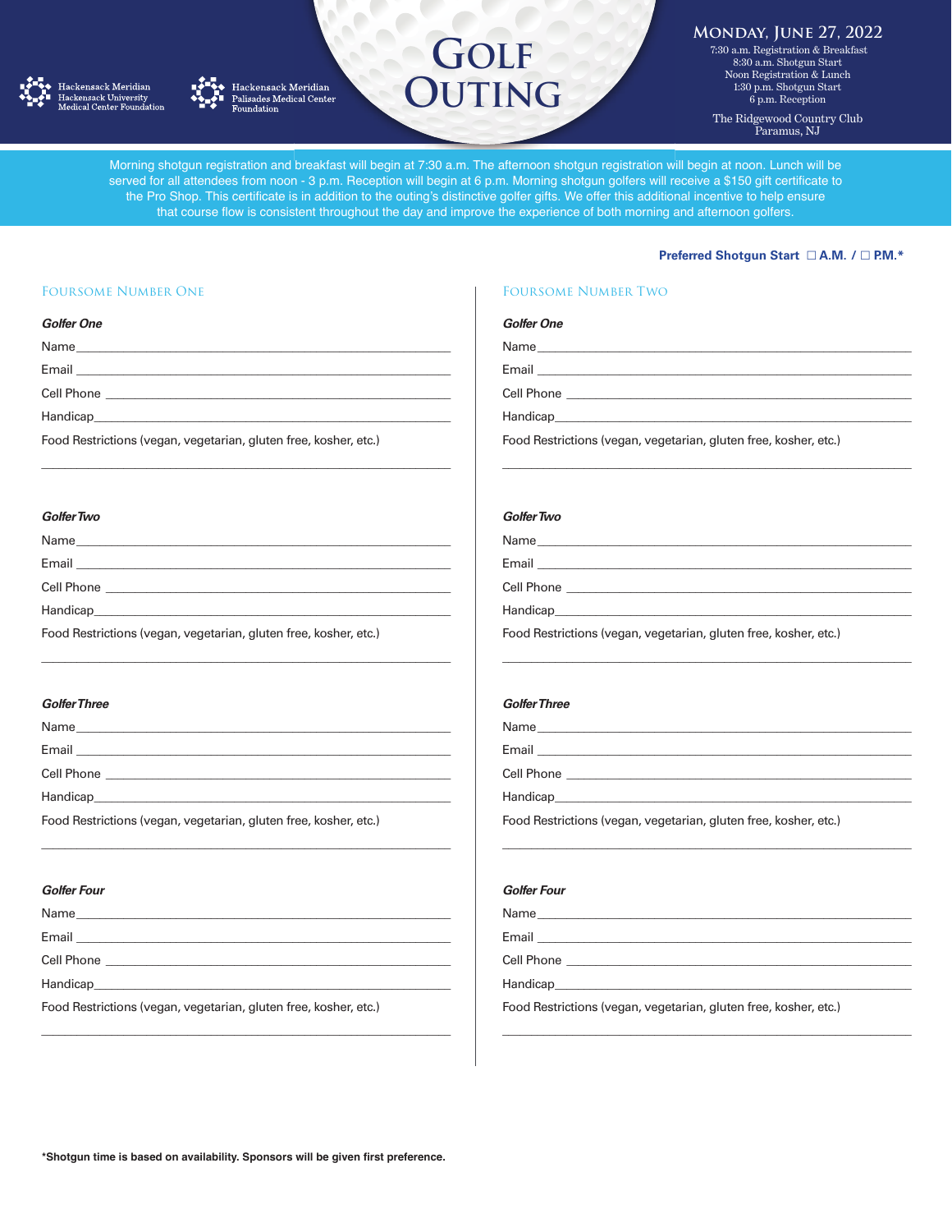Hackensack Meridian Hackensack University Medical Center Foundation

Hackensack Meridian Palisades Medical Center Foundation

# Golf Outing

**Monday, June 27, 2022**

7:30 a.m. Registration & Breakfast
8:30 a.m. Shotgun Start
Noon Registration & Lunch
1:30 p.m. Shotgun Start
6 p.m. Reception

The Ridgewood Country Club
Paramus, NJ

Morning shotgun registration and breakfast will begin at 7:30 a.m. The afternoon shotgun registration will begin at noon. Lunch will be served for all attendees from noon - 3 p.m. Reception will begin at 6 p.m. Morning shotgun golfers will receive a $150 gift certificate to the Pro Shop. This certificate is in addition to the outing's distinctive golfer gifts. We offer this additional incentive to help ensure that course flow is consistent throughout the day and improve the experience of both morning and afternoon golfers.

**Preferred Shotgun Start ☐ A.M. / ☐ P.M.***

## Foursome Number One

***Golfer One***

Name\_\_\_\_\_\_\_\_\_\_\_\_\_\_\_\_\_\_\_\_\_\_\_\_\_\_\_\_\_\_\_\_\_\_\_\_\_\_\_\_

Email \_\_\_\_\_\_\_\_\_\_\_\_\_\_\_\_\_\_\_\_\_\_\_\_\_\_\_\_\_\_\_\_\_\_\_\_\_\_\_\_

Cell Phone \_\_\_\_\_\_\_\_\_\_\_\_\_\_\_\_\_\_\_\_\_\_\_\_\_\_\_\_\_\_\_\_\_\_\_\_

Handicap\_\_\_\_\_\_\_\_\_\_\_\_\_\_\_\_\_\_\_\_\_\_\_\_\_\_\_\_\_\_\_\_\_\_\_\_\_\_

Food Restrictions (vegan, vegetarian, gluten free, kosher, etc.)

\_\_\_\_\_\_\_\_\_\_\_\_\_\_\_\_\_\_\_\_\_\_\_\_\_\_\_\_\_\_\_\_\_\_\_\_\_\_\_\_\_\_\_\_

***Golfer Two***

Name\_\_\_\_\_\_\_\_\_\_\_\_\_\_\_\_\_\_\_\_\_\_\_\_\_\_\_\_\_\_\_\_\_\_\_\_\_\_\_\_

Email \_\_\_\_\_\_\_\_\_\_\_\_\_\_\_\_\_\_\_\_\_\_\_\_\_\_\_\_\_\_\_\_\_\_\_\_\_\_\_\_

Cell Phone \_\_\_\_\_\_\_\_\_\_\_\_\_\_\_\_\_\_\_\_\_\_\_\_\_\_\_\_\_\_\_\_\_\_\_\_

Handicap\_\_\_\_\_\_\_\_\_\_\_\_\_\_\_\_\_\_\_\_\_\_\_\_\_\_\_\_\_\_\_\_\_\_\_\_\_\_

Food Restrictions (vegan, vegetarian, gluten free, kosher, etc.)

\_\_\_\_\_\_\_\_\_\_\_\_\_\_\_\_\_\_\_\_\_\_\_\_\_\_\_\_\_\_\_\_\_\_\_\_\_\_\_\_\_\_\_\_

***Golfer Three***

Name\_\_\_\_\_\_\_\_\_\_\_\_\_\_\_\_\_\_\_\_\_\_\_\_\_\_\_\_\_\_\_\_\_\_\_\_\_\_\_\_

Email \_\_\_\_\_\_\_\_\_\_\_\_\_\_\_\_\_\_\_\_\_\_\_\_\_\_\_\_\_\_\_\_\_\_\_\_\_\_\_\_

Cell Phone \_\_\_\_\_\_\_\_\_\_\_\_\_\_\_\_\_\_\_\_\_\_\_\_\_\_\_\_\_\_\_\_\_\_\_\_

Handicap\_\_\_\_\_\_\_\_\_\_\_\_\_\_\_\_\_\_\_\_\_\_\_\_\_\_\_\_\_\_\_\_\_\_\_\_\_\_

Food Restrictions (vegan, vegetarian, gluten free, kosher, etc.)

\_\_\_\_\_\_\_\_\_\_\_\_\_\_\_\_\_\_\_\_\_\_\_\_\_\_\_\_\_\_\_\_\_\_\_\_\_\_\_\_\_\_\_\_

***Golfer Four***

Name\_\_\_\_\_\_\_\_\_\_\_\_\_\_\_\_\_\_\_\_\_\_\_\_\_\_\_\_\_\_\_\_\_\_\_\_\_\_\_\_

Email \_\_\_\_\_\_\_\_\_\_\_\_\_\_\_\_\_\_\_\_\_\_\_\_\_\_\_\_\_\_\_\_\_\_\_\_\_\_\_\_

Cell Phone \_\_\_\_\_\_\_\_\_\_\_\_\_\_\_\_\_\_\_\_\_\_\_\_\_\_\_\_\_\_\_\_\_\_\_\_

Handicap\_\_\_\_\_\_\_\_\_\_\_\_\_\_\_\_\_\_\_\_\_\_\_\_\_\_\_\_\_\_\_\_\_\_\_\_\_\_

Food Restrictions (vegan, vegetarian, gluten free, kosher, etc.)

\_\_\_\_\_\_\_\_\_\_\_\_\_\_\_\_\_\_\_\_\_\_\_\_\_\_\_\_\_\_\_\_\_\_\_\_\_\_\_\_\_\_\_\_

## Foursome Number Two

***Golfer One***

Name\_\_\_\_\_\_\_\_\_\_\_\_\_\_\_\_\_\_\_\_\_\_\_\_\_\_\_\_\_\_\_\_\_\_\_\_\_\_\_\_

Email \_\_\_\_\_\_\_\_\_\_\_\_\_\_\_\_\_\_\_\_\_\_\_\_\_\_\_\_\_\_\_\_\_\_\_\_\_\_\_\_

Cell Phone \_\_\_\_\_\_\_\_\_\_\_\_\_\_\_\_\_\_\_\_\_\_\_\_\_\_\_\_\_\_\_\_\_\_\_\_

Handicap\_\_\_\_\_\_\_\_\_\_\_\_\_\_\_\_\_\_\_\_\_\_\_\_\_\_\_\_\_\_\_\_\_\_\_\_\_\_

Food Restrictions (vegan, vegetarian, gluten free, kosher, etc.)

\_\_\_\_\_\_\_\_\_\_\_\_\_\_\_\_\_\_\_\_\_\_\_\_\_\_\_\_\_\_\_\_\_\_\_\_\_\_\_\_\_\_\_\_

***Golfer Two***

Name\_\_\_\_\_\_\_\_\_\_\_\_\_\_\_\_\_\_\_\_\_\_\_\_\_\_\_\_\_\_\_\_\_\_\_\_\_\_\_\_

Email \_\_\_\_\_\_\_\_\_\_\_\_\_\_\_\_\_\_\_\_\_\_\_\_\_\_\_\_\_\_\_\_\_\_\_\_\_\_\_\_

Cell Phone \_\_\_\_\_\_\_\_\_\_\_\_\_\_\_\_\_\_\_\_\_\_\_\_\_\_\_\_\_\_\_\_\_\_\_\_

Handicap\_\_\_\_\_\_\_\_\_\_\_\_\_\_\_\_\_\_\_\_\_\_\_\_\_\_\_\_\_\_\_\_\_\_\_\_\_\_

Food Restrictions (vegan, vegetarian, gluten free, kosher, etc.)

\_\_\_\_\_\_\_\_\_\_\_\_\_\_\_\_\_\_\_\_\_\_\_\_\_\_\_\_\_\_\_\_\_\_\_\_\_\_\_\_\_\_\_\_

***Golfer Three***

Name\_\_\_\_\_\_\_\_\_\_\_\_\_\_\_\_\_\_\_\_\_\_\_\_\_\_\_\_\_\_\_\_\_\_\_\_\_\_\_\_

Email \_\_\_\_\_\_\_\_\_\_\_\_\_\_\_\_\_\_\_\_\_\_\_\_\_\_\_\_\_\_\_\_\_\_\_\_\_\_\_\_

Cell Phone \_\_\_\_\_\_\_\_\_\_\_\_\_\_\_\_\_\_\_\_\_\_\_\_\_\_\_\_\_\_\_\_\_\_\_\_

Handicap\_\_\_\_\_\_\_\_\_\_\_\_\_\_\_\_\_\_\_\_\_\_\_\_\_\_\_\_\_\_\_\_\_\_\_\_\_\_

Food Restrictions (vegan, vegetarian, gluten free, kosher, etc.)

\_\_\_\_\_\_\_\_\_\_\_\_\_\_\_\_\_\_\_\_\_\_\_\_\_\_\_\_\_\_\_\_\_\_\_\_\_\_\_\_\_\_\_\_

***Golfer Four***

Name\_\_\_\_\_\_\_\_\_\_\_\_\_\_\_\_\_\_\_\_\_\_\_\_\_\_\_\_\_\_\_\_\_\_\_\_\_\_\_\_

Email \_\_\_\_\_\_\_\_\_\_\_\_\_\_\_\_\_\_\_\_\_\_\_\_\_\_\_\_\_\_\_\_\_\_\_\_\_\_\_\_

Cell Phone \_\_\_\_\_\_\_\_\_\_\_\_\_\_\_\_\_\_\_\_\_\_\_\_\_\_\_\_\_\_\_\_\_\_\_\_

Handicap\_\_\_\_\_\_\_\_\_\_\_\_\_\_\_\_\_\_\_\_\_\_\_\_\_\_\_\_\_\_\_\_\_\_\_\_\_\_

Food Restrictions (vegan, vegetarian, gluten free, kosher, etc.)

\_\_\_\_\_\_\_\_\_\_\_\_\_\_\_\_\_\_\_\_\_\_\_\_\_\_\_\_\_\_\_\_\_\_\_\_\_\_\_\_\_\_\_\_

**\*Shotgun time is based on availability. Sponsors will be given first preference.**